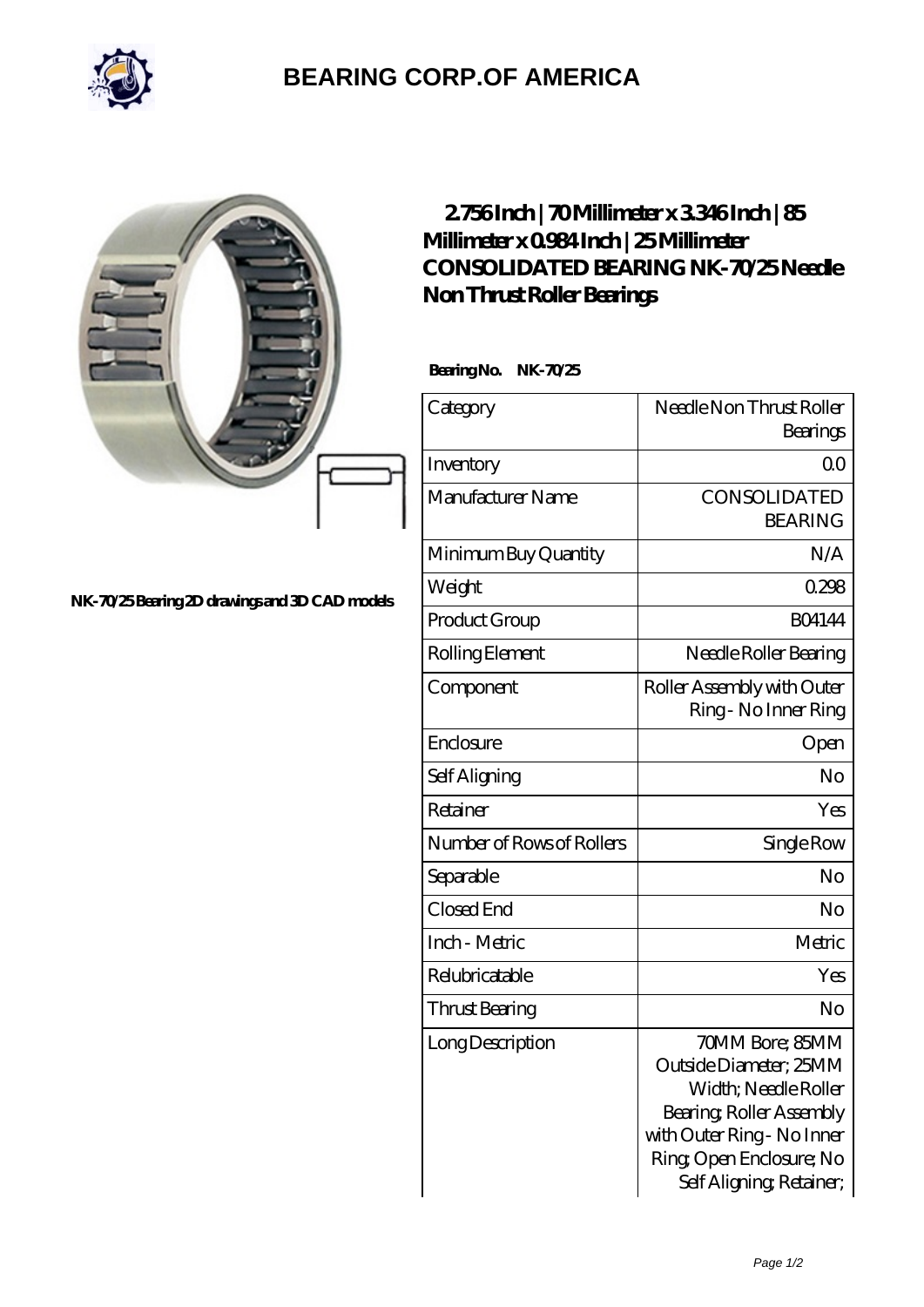# BEARING CORP.OF AMERICA

NK-70/25 Bearing 2D drawings and 3D CAD models

## 2.756 Inch | 70 Millimeter x 3.346 Inch | 85 Millimeter x 0.984 Inch | 25 Millimeter CONSOLIDATED BEARING NK-70/25 Needle Non Thrust Roller Bearings

**Bearing No.** NK-70/25

| Category | Needle Non Thrust Roller Bearings |
|---|---|
| Inventory | 0.0 |
| Manufacturer Name | CONSOLIDATED BEARING |
| Minimum Buy Quantity | N/A |
| Weight | 0.298 |
| Product Group | B04144 |
| Rolling Element | Needle Roller Bearing |
| Component | Roller Assembly with Outer Ring - No Inner Ring |
| Enclosure | Open |
| Self Aligning | No |
| Retainer | Yes |
| Number of Rows of Rollers | Single Row |
| Separable | No |
| Closed End | No |
| Inch - Metric | Metric |
| Relubricatable | Yes |
| Thrust Bearing | No |
| Long Description | 70MM Bore; 85MM Outside Diameter; 25MM Width; Needle Roller Bearing; Roller Assembly with Outer Ring - No Inner Ring; Open Enclosure; No Self Aligning; Retainer; |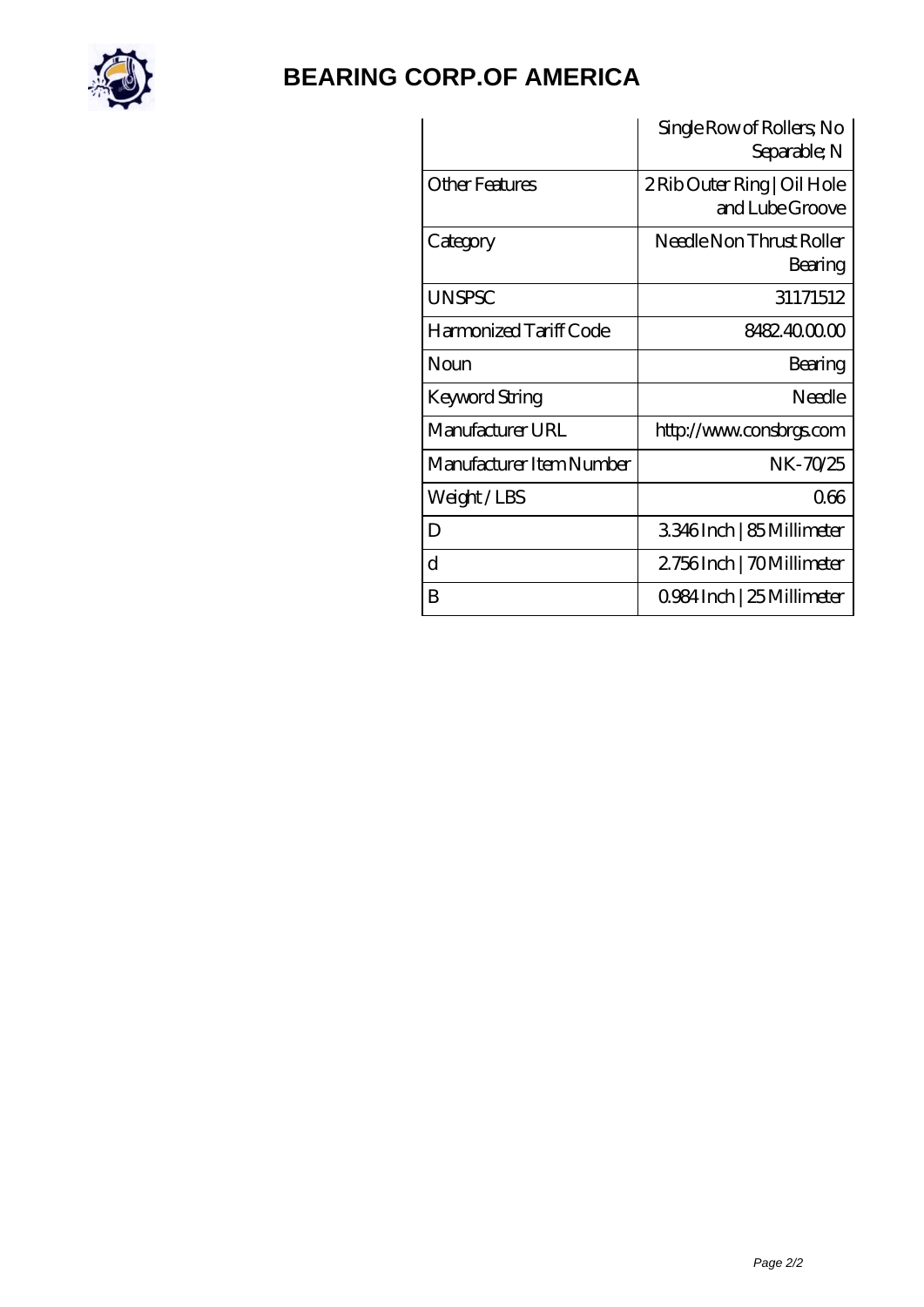# BEARING CORP.OF AMERICA

| | |
|---|---|
| | Single Row of Rollers; No Separable; N |
| Other Features | 2 Rib Outer Ring \| Oil Hole and Lube Groove |
| Category | Needle Non Thrust Roller Bearing |
| UNSPSC | 31171512 |
| Harmonized Tariff Code | 8482.40.00.00 |
| Noun | Bearing |
| Keyword String | Needle |
| Manufacturer URL | http://www.consbrgs.com |
| Manufacturer Item Number | NK-70/25 |
| Weight / LBS | 0.66 |
| D | 3.346 Inch \| 85 Millimeter |
| d | 2.756 Inch \| 70 Millimeter |
| B | 0.984 Inch \| 25 Millimeter |